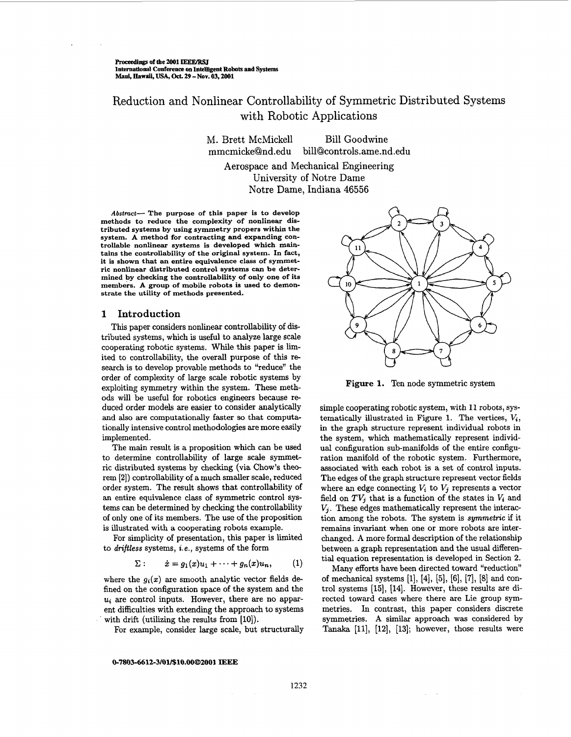Proceedings of the 2001 IEEE/RSJ International Conference on Intelligent Robots and Systems
Maui, Hawaii, USA, Oct. 29 – Nov. 03, 2001

# Reduction and Nonlinear Controllability of Symmetric Distributed Systems with Robotic Applications

M. Brett McMickell — mmcmicke@nd.edu
Bill Goodwine — bill@controls.ame.nd.edu

Aerospace and Mechanical Engineering
University of Notre Dame
Notre Dame, Indiana 46556

***Abstract*— The purpose of this paper is to develop methods to reduce the complexity of nonlinear distributed systems by using symmetry propers within the system. A method for contracting and expanding controllable nonlinear systems is developed which maintains the controllability of the original system. In fact, it is shown that an entire equivalence class of symmetric nonlinear distributed control systems can be determined by checking the controllability of only one of its members. A group of mobile robots is used to demonstrate the utility of methods presented.**

## 1 Introduction

This paper considers nonlinear controllability of distributed systems, which is useful to analyze large scale cooperating robotic systems. While this paper is limited to controllability, the overall purpose of this research is to develop provable methods to "reduce" the order of complexity of large scale robotic systems by exploiting symmetry within the system. These methods will be useful for robotics engineers because reduced order models are easier to consider analytically and also are computationally faster so that computationally intensive control methodologies are more easily implemented.

The main result is a proposition which can be used to determine controllability of large scale symmetric distributed systems by checking (via Chow's theorem [2]) controllability of a much smaller scale, reduced order system. The result shows that controllability of an entire equivalence class of symmetric control systems can be determined by checking the controllability of only one of its members. The use of the proposition is illustrated with a cooperating robots example.

For simplicity of presentation, this paper is limited to *driftless* systems, *i.e.*, systems of the form

$$\Sigma: \quad \dot{x} = g_1(x)u_1 + \cdots + g_n(x)u_n, \tag{1}$$

where the $g_i(x)$ are smooth analytic vector fields defined on the configuration space of the system and the $u_i$ are control inputs. However, there are no apparent difficulties with extending the approach to systems with drift (utilizing the results from [10]).

For example, consider large scale, but structurally simple cooperating robotic system, with 11 robots, systematically illustrated in Figure 1. The vertices, $V_i$, in the graph structure represent individual robots in the system, which mathematically represent individual configuration sub-manifolds of the entire configuration manifold of the robotic system. Furthermore, associated with each robot is a set of control inputs. The edges of the graph structure represent vector fields where an edge connecting $V_i$ to $V_j$ represents a vector field on $TV_j$ that is a function of the states in $V_i$ and $V_j$. These edges mathematically represent the interaction among the robots. The system is *symmetric* if it remains invariant when one or more robots are interchanged. A more formal description of the relationship between a graph representation and the usual differential equation representation is developed in Section 2.

**Figure 1.** Ten node symmetric system

Many efforts have been directed toward "reduction" of mechanical systems [1], [4], [5], [6], [7], [8] and control systems [15], [14]. However, these results are directed toward cases where there are Lie group symmetries. In contrast, this paper considers discrete symmetries. A similar approach was considered by Tanaka [11], [12], [13]; however, those results were

0-7803-6612-3/01/$10.00©2001 IEEE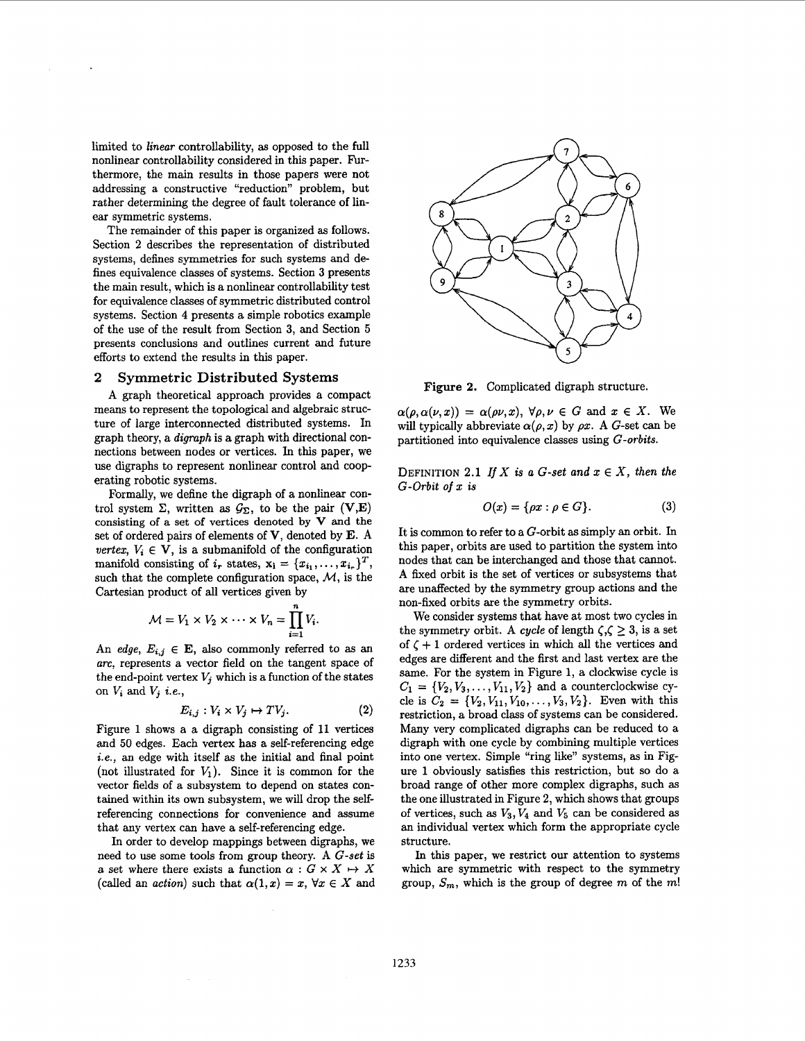limited to *linear* controllability, as opposed to the full nonlinear controllability considered in this paper. Furthermore, the main results in those papers were not addressing a constructive "reduction" problem, but rather determining the degree of fault tolerance of linear symmetric systems.

The remainder of this paper is organized as follows. Section 2 describes the representation of distributed systems, defines symmetries for such systems and defines equivalence classes of systems. Section 3 presents the main result, which is a nonlinear controllability test for equivalence classes of symmetric distributed control systems. Section 4 presents a simple robotics example of the use of the result from Section 3, and Section 5 presents conclusions and outlines current and future efforts to extend the results in this paper.

## 2 Symmetric Distributed Systems

A graph theoretical approach provides a compact means to represent the topological and algebraic structure of large interconnected distributed systems. In graph theory, a *digraph* is a graph with directional connections between nodes or vertices. In this paper, we use digraphs to represent nonlinear control and cooperating robotic systems.

Formally, we define the digraph of a nonlinear control system $\Sigma$, written as $\mathcal{G}_\Sigma$, to be the pair $(\mathbf{V},\mathbf{E})$ consisting of a set of vertices denoted by $\mathbf{V}$ and the set of ordered pairs of elements of $\mathbf{V}$, denoted by $\mathbf{E}$. A *vertex*, $V_i \in \mathbf{V}$, is a submanifold of the configuration manifold consisting of $i_r$ states, $\mathbf{x}_i = \{x_{i_1}, \ldots, x_{i_r}\}^T$, such that the complete configuration space, $\mathcal{M}$, is the Cartesian product of all vertices given by

$$\mathcal{M} = V_1 \times V_2 \times \cdots \times V_n = \prod_{i=1}^{n} V_i.$$

An *edge*, $E_{i,j} \in \mathbf{E}$, also commonly referred to as an *arc*, represents a vector field on the tangent space of the end-point vertex $V_j$ which is a function of the states on $V_i$ and $V_j$ *i.e.*,

$$E_{i,j} : V_i \times V_j \mapsto TV_j. \tag{2}$$

Figure 1 shows a a digraph consisting of 11 vertices and 50 edges. Each vertex has a self-referencing edge *i.e.*, an edge with itself as the initial and final point (not illustrated for $V_1$). Since it is common for the vector fields of a subsystem to depend on states contained within its own subsystem, we will drop the self-referencing connections for convenience and assume that any vertex can have a self-referencing edge.

In order to develop mappings between digraphs, we need to use some tools from group theory. A *G-set* is a set where there exists a function $\alpha : G \times X \mapsto X$ (called an *action*) such that $\alpha(1, x) = x$, $\forall x \in X$ and $\alpha(\rho, \alpha(\nu, x)) = \alpha(\rho\nu, x)$, $\forall \rho, \nu \in G$ and $x \in X$. We will typically abbreviate $\alpha(\rho, x)$ by $\rho x$. A $G$-set can be partitioned into equivalence classes using *G-orbits*.

Figure 2. Complicated digraph structure.

DEFINITION 2.1 *If $X$ is a $G$-set and $x \in X$, then the $G$-Orbit of $x$ is*

$$O(x) = \{\rho x : \rho \in G\}. \tag{3}$$

It is common to refer to a $G$-orbit as simply an orbit. In this paper, orbits are used to partition the system into nodes that can be interchanged and those that cannot. A fixed orbit is the set of vertices or subsystems that are unaffected by the symmetry group actions and the non-fixed orbits are the symmetry orbits.

We consider systems that have at most two cycles in the symmetry orbit. A *cycle* of length $\zeta, \zeta \geq 3$, is a set of $\zeta + 1$ ordered vertices in which all the vertices and edges are different and the first and last vertex are the same. For the system in Figure 1, a clockwise cycle is $C_1 = \{V_2, V_3, \ldots, V_{11}, V_2\}$ and a counterclockwise cycle is $C_2 = \{V_2, V_{11}, V_{10}, \ldots, V_3, V_2\}$. Even with this restriction, a broad class of systems can be considered. Many very complicated digraphs can be reduced to a digraph with one cycle by combining multiple vertices into one vertex. Simple "ring like" systems, as in Figure 1 obviously satisfies this restriction, but so do a broad range of other more complex digraphs, such as the one illustrated in Figure 2, which shows that groups of vertices, such as $V_3, V_4$ and $V_5$ can be considered as an individual vertex which form the appropriate cycle structure.

In this paper, we restrict our attention to systems which are symmetric with respect to the symmetry group, $S_m$, which is the group of degree $m$ of the $m!$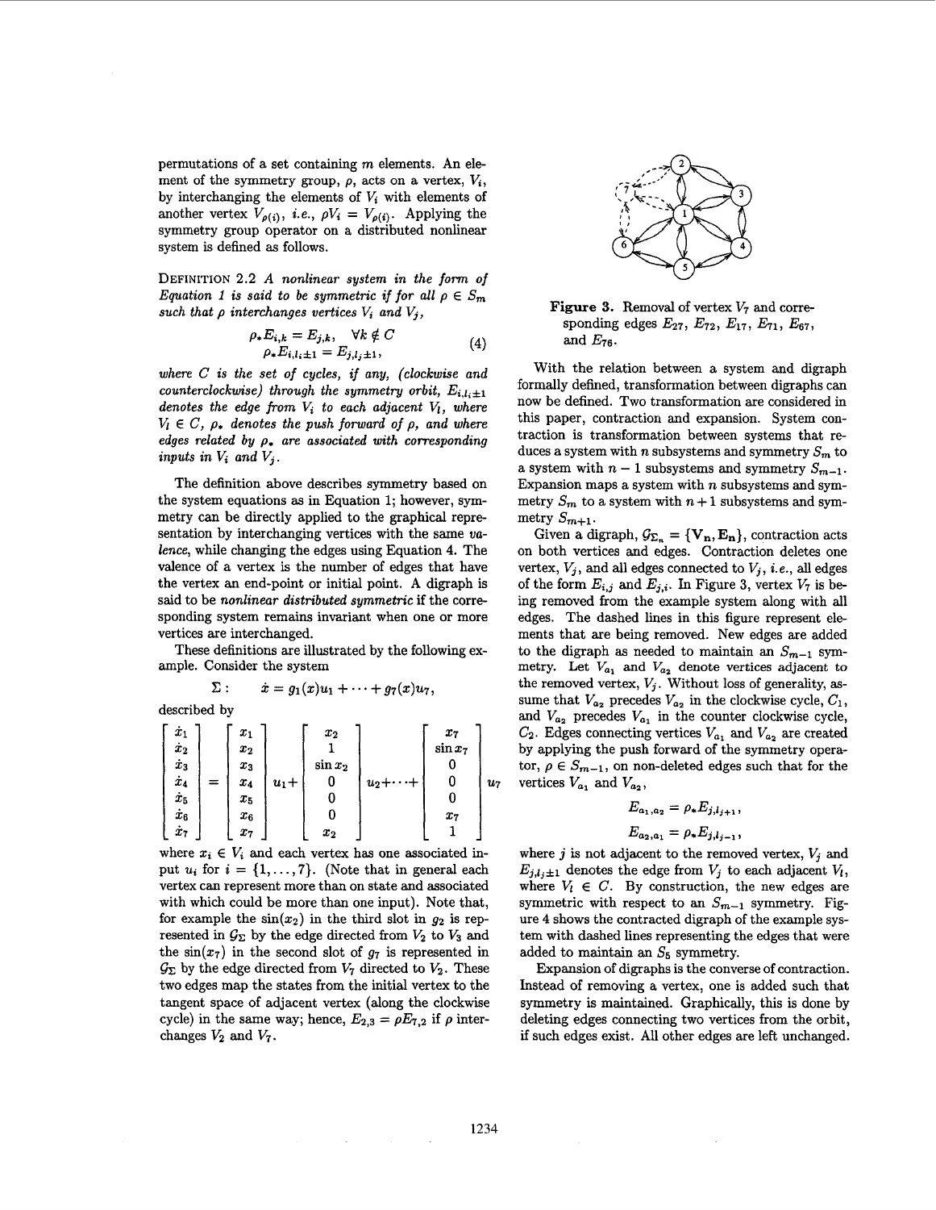permutations of a set containing $m$ elements. An element of the symmetry group, $\rho$, acts on a vertex, $V_i$, by interchanging the elements of $V_i$ with elements of another vertex $V_{\rho(i)}$, *i.e.*, $\rho V_i = V_{\rho(i)}$. Applying the symmetry group operator on a distributed nonlinear system is defined as follows.

DEFINITION 2.2 *A nonlinear system in the form of Equation 1 is said to be symmetric if for all $\rho \in S_m$ such that $\rho$ interchanges vertices $V_i$ and $V_j$,*

$$
\begin{aligned}
\rho_* E_{i,k} &= E_{j,k}, \quad \forall k \notin C \\
\rho_* E_{i,l_i \pm 1} &= E_{j,l_j \pm 1},
\end{aligned}
\tag{4}
$$

*where $C$ is the set of cycles, if any, (clockwise and counterclockwise) through the symmetry orbit, $E_{i,l_i \pm 1}$ denotes the edge from $V_i$ to each adjacent $V_l$, where $V_l \in C$, $\rho_*$ denotes the push forward of $\rho$, and where edges related by $\rho_*$ are associated with corresponding inputs in $V_i$ and $V_j$.*

The definition above describes symmetry based on the system equations as in Equation 1; however, symmetry can be directly applied to the graphical representation by interchanging vertices with the same *valence*, while changing the edges using Equation 4. The valence of a vertex is the number of edges that have the vertex an end-point or initial point. A digraph is said to be *nonlinear distributed symmetric* if the corresponding system remains invariant when one or more vertices are interchanged.

These definitions are illustrated by the following example. Consider the system

$$
\Sigma: \quad \dot{x} = g_1(x)u_1 + \cdots + g_7(x)u_7,
$$

described by

$$
\begin{bmatrix} \dot{x}_1 \\ \dot{x}_2 \\ \dot{x}_3 \\ \dot{x}_4 \\ \dot{x}_5 \\ \dot{x}_6 \\ \dot{x}_7 \end{bmatrix}
=
\begin{bmatrix} x_1 \\ x_2 \\ x_3 \\ x_4 \\ x_5 \\ x_6 \\ x_7 \end{bmatrix} u_1 +
\begin{bmatrix} x_2 \\ 1 \\ \sin x_2 \\ 0 \\ 0 \\ 0 \\ x_2 \end{bmatrix} u_2 + \cdots +
\begin{bmatrix} x_7 \\ \sin x_7 \\ 0 \\ 0 \\ 0 \\ x_7 \\ 1 \end{bmatrix} u_7
$$

where $x_i \in V_i$ and each vertex has one associated input $u_i$ for $i = \{1, \ldots, 7\}$. (Note that in general each vertex can represent more than on state and associated with which could be more than one input). Note that, for example the $\sin(x_2)$ in the third slot in $g_2$ is represented in $\mathcal{G}_\Sigma$ by the edge directed from $V_2$ to $V_3$ and the $\sin(x_7)$ in the second slot of $g_7$ is represented in $\mathcal{G}_\Sigma$ by the edge directed from $V_7$ directed to $V_2$. These two edges map the states from the initial vertex to the tangent space of adjacent vertex (along the clockwise cycle) in the same way; hence, $E_{2,3} = \rho E_{7,2}$ if $\rho$ interchanges $V_2$ and $V_7$.

**Figure 3.** Removal of vertex $V_7$ and corresponding edges $E_{27}$, $E_{72}$, $E_{17}$, $E_{71}$, $E_{67}$, and $E_{76}$.

With the relation between a system and digraph formally defined, transformation between digraphs can now be defined. Two transformation are considered in this paper, contraction and expansion. System contraction is transformation between systems that reduces a system with $n$ subsystems and symmetry $S_m$ to a system with $n-1$ subsystems and symmetry $S_{m-1}$. Expansion maps a system with $n$ subsystems and symmetry $S_m$ to a system with $n+1$ subsystems and symmetry $S_{m+1}$.

Given a digraph, $\mathcal{G}_{\Sigma_n} = \{\mathbf{V_n}, \mathbf{E_n}\}$, contraction acts on both vertices and edges. Contraction deletes one vertex, $V_j$, and all edges connected to $V_j$, *i.e.*, all edges of the form $E_{i,j}$ and $E_{j,i}$. In Figure 3, vertex $V_7$ is being removed from the example system along with all edges. The dashed lines in this figure represent elements that are being removed. New edges are added to the digraph as needed to maintain an $S_{m-1}$ symmetry. Let $V_{a_1}$ and $V_{a_2}$ denote vertices adjacent to the removed vertex, $V_j$. Without loss of generality, assume that $V_{a_2}$ precedes $V_{a_2}$ in the clockwise cycle, $C_1$, and $V_{a_2}$ precedes $V_{a_1}$ in the counter clockwise cycle, $C_2$. Edges connecting vertices $V_{a_1}$ and $V_{a_2}$ are created by applying the push forward of the symmetry operator, $\rho \in S_{m-1}$, on non-deleted edges such that for the vertices $V_{a_1}$ and $V_{a_2}$,

$$
E_{a_1,a_2} = \rho_* E_{j,l_j+1},
$$

$$
E_{a_2,a_1} = \rho_* E_{j,l_j-1},
$$

where $j$ is not adjacent to the removed vertex, $V_j$ and $E_{j,l_j \pm 1}$ denotes the edge from $V_j$ to each adjacent $V_l$, where $V_l \in C$. By construction, the new edges are symmetric with respect to an $S_{m-1}$ symmetry. Figure 4 shows the contracted digraph of the example system with dashed lines representing the edges that were added to maintain an $S_5$ symmetry.

Expansion of digraphs is the converse of contraction. Instead of removing a vertex, one is added such that symmetry is maintained. Graphically, this is done by deleting edges connecting two vertices from the orbit, if such edges exist. All other edges are left unchanged.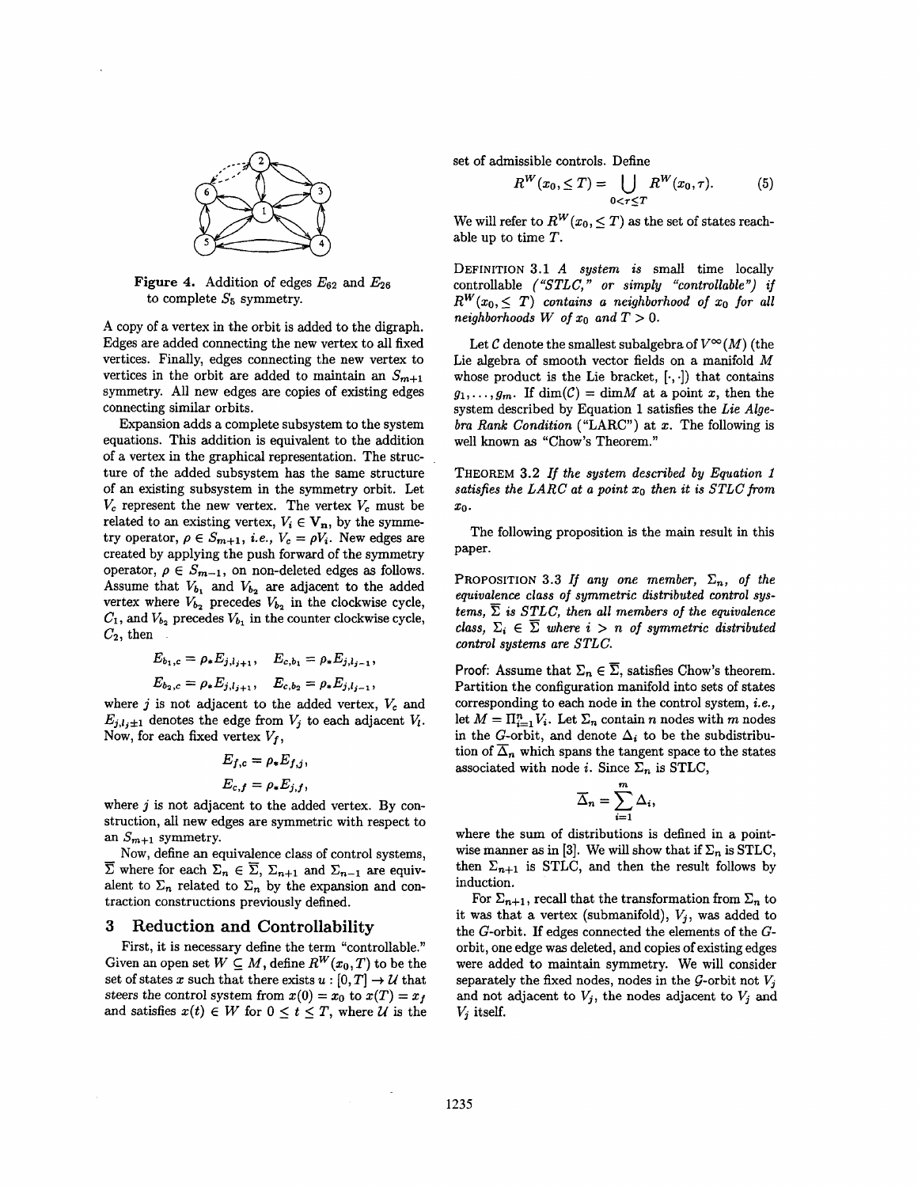Figure 4. Addition of edges $E_{62}$ and $E_{26}$ to complete $S_5$ symmetry.

A copy of a vertex in the orbit is added to the digraph. Edges are added connecting the new vertex to all fixed vertices. Finally, edges connecting the new vertex to vertices in the orbit are added to maintain an $S_{m+1}$ symmetry. All new edges are copies of existing edges connecting similar orbits.

Expansion adds a complete subsystem to the system equations. This addition is equivalent to the addition of a vertex in the graphical representation. The structure of the added subsystem has the same structure of an existing subsystem in the symmetry orbit. Let $V_c$ represent the new vertex. The vertex $V_c$ must be related to an existing vertex, $V_i \in \mathbf{V_n}$, by the symmetry operator, $\rho \in S_{m+1}$, *i.e.*, $V_c = \rho V_i$. New edges are created by applying the push forward of the symmetry operator, $\rho \in S_{m-1}$, on non-deleted edges as follows. Assume that $V_{b_1}$ and $V_{b_2}$ are adjacent to the added vertex where $V_{b_2}$ precedes $V_{b_2}$ in the clockwise cycle, $C_1$, and $V_{b_2}$ precedes $V_{b_1}$ in the counter clockwise cycle, $C_2$, then

$$E_{b_1,c} = \rho_* E_{j,l_{j+1}}, \quad E_{c,b_1} = \rho_* E_{j,l_{j-1}},$$

$$E_{b_2,c} = \rho_* E_{j,l_{j+1}}, \quad E_{c,b_2} = \rho_* E_{j,l_{j-1}},$$

where $j$ is not adjacent to the added vertex, $V_c$ and $E_{j,l_j \pm 1}$ denotes the edge from $V_j$ to each adjacent $V_l$. Now, for each fixed vertex $V_f$,

$$E_{f,c} = \rho_* E_{f,j},$$

$$E_{c,f} = \rho_* E_{j,f},$$

where $j$ is not adjacent to the added vertex. By construction, all new edges are symmetric with respect to an $S_{m+1}$ symmetry.

Now, define an equivalence class of control systems, $\overline{\Sigma}$ where for each $\Sigma_n \in \overline{\Sigma}$, $\Sigma_{n+1}$ and $\Sigma_{n-1}$ are equivalent to $\Sigma_n$ related to $\Sigma_n$ by the expansion and contraction constructions previously defined.

## 3 Reduction and Controllability

First, it is necessary define the term "controllable." Given an open set $W \subseteq M$, define $R^W(x_0, T)$ to be the set of states $x$ such that there exists $u : [0, T] \to \mathcal{U}$ that steers the control system from $x(0) = x_0$ to $x(T) = x_f$ and satisfies $x(t) \in W$ for $0 \leq t \leq T$, where $\mathcal{U}$ is the set of admissible controls. Define

$$R^W(x_0, \leq T) = \bigcup_{0 < \tau \leq T} R^W(x_0, \tau). \tag{5}$$

We will refer to $R^W(x_0, \leq T)$ as the set of states reachable up to time $T$.

DEFINITION 3.1 *A system is* small time locally controllable *("STLC," or simply "controllable") if $R^W(x_0, \leq T)$ contains a neighborhood of $x_0$ for all neighborhoods $W$ of $x_0$ and $T > 0$.*

Let $\mathcal{C}$ denote the smallest subalgebra of $V^\infty(M)$ (the Lie algebra of smooth vector fields on a manifold $M$ whose product is the Lie bracket, $[\cdot, \cdot]$) that contains $g_1, \ldots, g_m$. If $\dim(\mathcal{C}) = \dim M$ at a point $x$, then the system described by Equation 1 satisfies the *Lie Algebra Rank Condition* ("LARC") at $x$. The following is well known as "Chow's Theorem."

THEOREM 3.2 *If the system described by Equation 1 satisfies the LARC at a point $x_0$ then it is STLC from $x_0$.*

The following proposition is the main result in this paper.

PROPOSITION 3.3 *If any one member, $\Sigma_n$, of the equivalence class of symmetric distributed control systems, $\overline{\Sigma}$ is STLC, then all members of the equivalence class, $\Sigma_i \in \overline{\Sigma}$ where $i > n$ of symmetric distributed control systems are STLC.*

Proof: Assume that $\Sigma_n \in \overline{\Sigma}$, satisfies Chow's theorem. Partition the configuration manifold into sets of states corresponding to each node in the control system, *i.e.*, let $M = \Pi_{i=1}^n V_i$. Let $\Sigma_n$ contain $n$ nodes with $m$ nodes in the $G$-orbit, and denote $\Delta_i$ to be the subdistribution of $\overline{\Delta}_n$ which spans the tangent space to the states associated with node $i$. Since $\Sigma_n$ is STLC,

$$\overline{\Delta}_n = \sum_{i=1}^m \Delta_i,$$

where the sum of distributions is defined in a pointwise manner as in [3]. We will show that if $\Sigma_n$ is STLC, then $\Sigma_{n+1}$ is STLC, and then the result follows by induction.

For $\Sigma_{n+1}$, recall that the transformation from $\Sigma_n$ to it was that a vertex (submanifold), $V_j$, was added to the $G$-orbit. If edges connected the elements of the $G$-orbit, one edge was deleted, and copies of existing edges were added to maintain symmetry. We will consider separately the fixed nodes, nodes in the $\mathcal{G}$-orbit not $V_j$ and not adjacent to $V_j$, the nodes adjacent to $V_j$ and $V_j$ itself.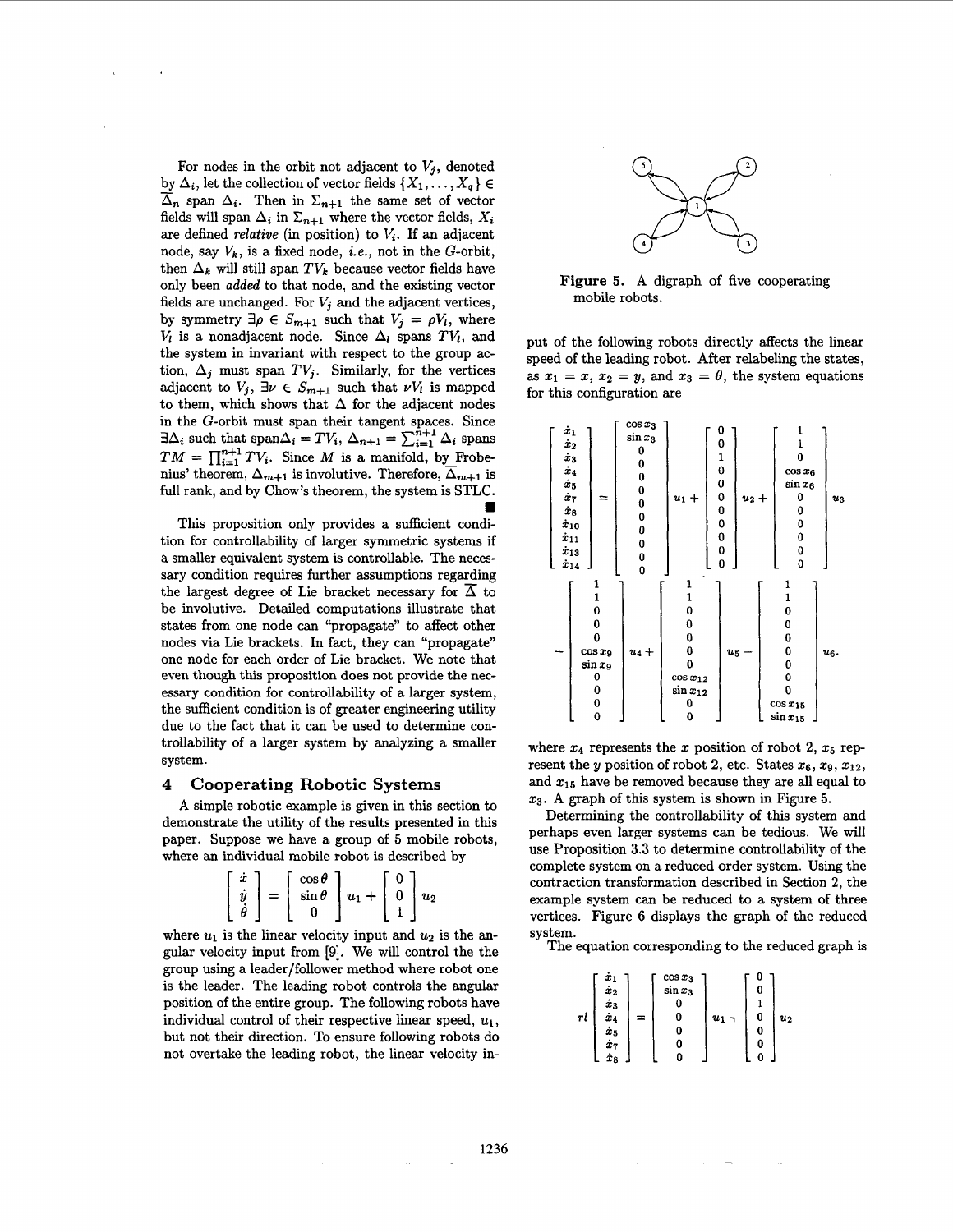For nodes in the orbit not adjacent to $V_j$, denoted by $\Delta_i$, let the collection of vector fields $\{X_1, \ldots, X_q\} \in \overline{\Delta}_n$ span $\Delta_i$. Then in $\Sigma_{n+1}$ the same set of vector fields will span $\Delta_i$ in $\Sigma_{n+1}$ where the vector fields, $X_i$ are defined *relative* (in position) to $V_i$. If an adjacent node, say $V_k$, is a fixed node, *i.e.*, not in the $G$-orbit, then $\Delta_k$ will still span $TV_k$ because vector fields have only been *added* to that node, and the existing vector fields are unchanged. For $V_j$ and the adjacent vertices, by symmetry $\exists \rho \in S_{m+1}$ such that $V_j = \rho V_l$, where $V_l$ is a nonadjacent node. Since $\Delta_l$ spans $TV_l$, and the system in invariant with respect to the group action, $\Delta_j$ must span $TV_j$. Similarly, for the vertices adjacent to $V_j$, $\exists \nu \in S_{m+1}$ such that $\nu V_l$ is mapped to them, which shows that $\Delta$ for the adjacent nodes in the $G$-orbit must span their tangent spaces. Since $\exists \Delta_i$ such that span$\Delta_i = TV_i$, $\Delta_{n+1} = \sum_{i=1}^{n+1} \Delta_i$ spans $TM = \prod_{i=1}^{n+1} TV_i$. Since $M$ is a manifold, by Frobenius' theorem, $\Delta_{m+1}$ is involutive. Therefore, $\overline{\Delta}_{m+1}$ is full rank, and by Chow's theorem, the system is STLC. ∎

This proposition only provides a sufficient condition for controllability of larger symmetric systems if a smaller equivalent system is controllable. The necessary condition requires further assumptions regarding the largest degree of Lie bracket necessary for $\overline{\Delta}$ to be involutive. Detailed computations illustrate that states from one node can "propagate" to affect other nodes via Lie brackets. In fact, they can "propagate" one node for each order of Lie bracket. We note that even though this proposition does not provide the necessary condition for controllability of a larger system, the sufficient condition is of greater engineering utility due to the fact that it can be used to determine controllability of a larger system by analyzing a smaller system.

## 4 Cooperating Robotic Systems

A simple robotic example is given in this section to demonstrate the utility of the results presented in this paper. Suppose we have a group of 5 mobile robots, where an individual mobile robot is described by

$$\begin{bmatrix} \dot{x} \\ \dot{y} \\ \dot{\theta} \end{bmatrix} = \begin{bmatrix} \cos\theta \\ \sin\theta \\ 0 \end{bmatrix} u_1 + \begin{bmatrix} 0 \\ 0 \\ 1 \end{bmatrix} u_2$$

where $u_1$ is the linear velocity input and $u_2$ is the angular velocity input from [9]. We will control the the group using a leader/follower method where robot one is the leader. The leading robot controls the angular position of the entire group. The following robots have individual control of their respective linear speed, $u_1$, but not their direction. To ensure following robots do not overtake the leading robot, the linear velocity input of the following robots directly affects the linear speed of the leading robot. After relabeling the states, as $x_1 = x$, $x_2 = y$, and $x_3 = \theta$, the system equations for this configuration are

Figure 5. A digraph of five cooperating mobile robots.

$$\begin{bmatrix} \dot{x}_1 \\ \dot{x}_2 \\ \dot{x}_3 \\ \dot{x}_4 \\ \dot{x}_5 \\ \dot{x}_7 \\ \dot{x}_8 \\ \dot{x}_{10} \\ \dot{x}_{11} \\ \dot{x}_{13} \\ \dot{x}_{14} \end{bmatrix} = \begin{bmatrix} \cos x_3 \\ \sin x_3 \\ 0 \\ 0 \\ 0 \\ 0 \\ 0 \\ 0 \\ 0 \\ 0 \\ 0 \end{bmatrix} u_1 + \begin{bmatrix} 0 \\ 0 \\ 1 \\ 0 \\ 0 \\ 0 \\ 0 \\ 0 \\ 0 \\ 0 \\ 0 \end{bmatrix} u_2 + \begin{bmatrix} 1 \\ 1 \\ 0 \\ \cos x_6 \\ \sin x_6 \\ 0 \\ 0 \\ 0 \\ 0 \\ 0 \\ 0 \end{bmatrix} u_3$$

$$+ \begin{bmatrix} 1 \\ 1 \\ 0 \\ 0 \\ 0 \\ \cos x_9 \\ \sin x_9 \\ 0 \\ 0 \\ 0 \\ 0 \end{bmatrix} u_4 + \begin{bmatrix} 1 \\ 1 \\ 0 \\ 0 \\ 0 \\ 0 \\ 0 \\ \cos x_{12} \\ \sin x_{12} \\ 0 \\ 0 \end{bmatrix} u_5 + \begin{bmatrix} 1 \\ 1 \\ 0 \\ 0 \\ 0 \\ 0 \\ 0 \\ 0 \\ 0 \\ \cos x_{15} \\ \sin x_{15} \end{bmatrix} u_6.$$

where $x_4$ represents the $x$ position of robot 2, $x_5$ represent the $y$ position of robot 2, etc. States $x_6$, $x_9$, $x_{12}$, and $x_{15}$ have be removed because they are all equal to $x_3$. A graph of this system is shown in Figure 5.

Determining the controllability of this system and perhaps even larger systems can be tedious. We will use Proposition 3.3 to determine controllability of the complete system on a reduced order system. Using the contraction transformation described in Section 2, the example system can be reduced to a system of three vertices. Figure 6 displays the graph of the reduced system.

The equation corresponding to the reduced graph is

$$rl \begin{bmatrix} \dot{x}_1 \\ \dot{x}_2 \\ \dot{x}_3 \\ \dot{x}_4 \\ \dot{x}_5 \\ \dot{x}_7 \\ \dot{x}_8 \end{bmatrix} = \begin{bmatrix} \cos x_3 \\ \sin x_3 \\ 0 \\ 0 \\ 0 \\ 0 \\ 0 \end{bmatrix} u_1 + \begin{bmatrix} 0 \\ 0 \\ 1 \\ 0 \\ 0 \\ 0 \\ 0 \end{bmatrix} u_2$$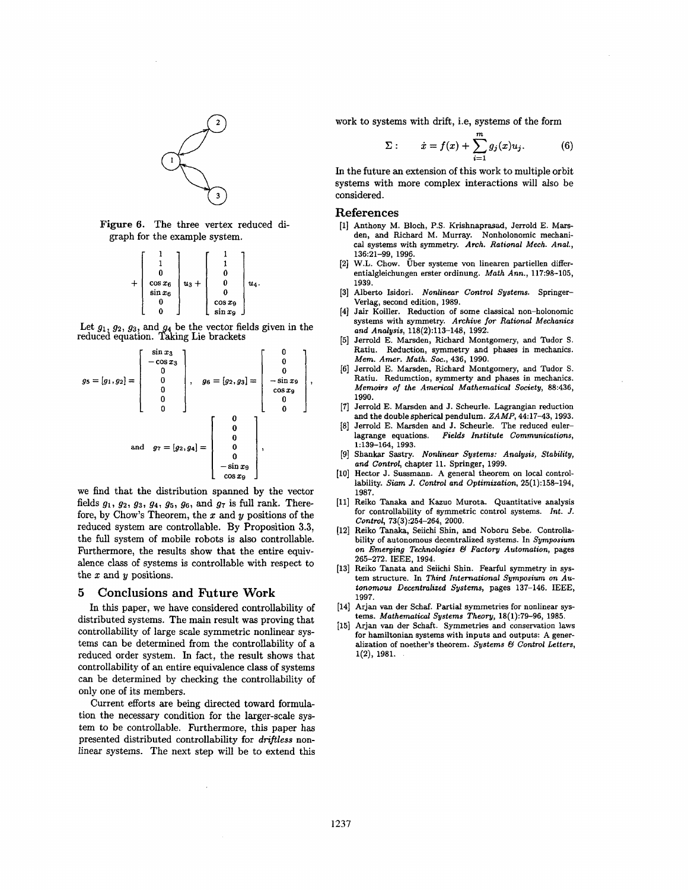Figure 6. The three vertex reduced digraph for the example system.

$$+\begin{bmatrix} 1 \\ 1 \\ 0 \\ \cos x_6 \\ \sin x_6 \\ 0 \\ 0 \end{bmatrix} u_3 + \begin{bmatrix} 1 \\ 1 \\ 0 \\ 0 \\ 0 \\ \cos x_9 \\ \sin x_9 \end{bmatrix} u_4.$$

Let $g_1$, $g_2$, $g_3$, and $g_4$ be the vector fields given in the reduced equation. Taking Lie brackets

$$g_5 = [g_1, g_2] = \begin{bmatrix} \sin x_3 \\ -\cos x_3 \\ 0 \\ 0 \\ 0 \\ 0 \\ 0 \end{bmatrix}, \quad g_6 = [g_2, g_3] = \begin{bmatrix} 0 \\ 0 \\ 0 \\ -\sin x_9 \\ \cos x_9 \\ 0 \\ 0 \end{bmatrix},$$

$$\text{and} \quad g_7 = [g_2, g_4] = \begin{bmatrix} 0 \\ 0 \\ 0 \\ 0 \\ 0 \\ -\sin x_9 \\ \cos x_9 \end{bmatrix},$$

we find that the distribution spanned by the vector fields $g_1$, $g_2$, $g_3$, $g_4$, $g_5$, $g_6$, and $g_7$ is full rank. Therefore, by Chow's Theorem, the $x$ and $y$ positions of the reduced system are controllable. By Proposition 3.3, the full system of mobile robots is also controllable. Furthermore, the results show that the entire equivalence class of systems is controllable with respect to the $x$ and $y$ positions.

## 5 Conclusions and Future Work

In this paper, we have considered controllability of distributed systems. The main result was proving that controllability of large scale symmetric nonlinear systems can be determined from the controllability of a reduced order system. In fact, the result shows that controllability of an entire equivalence class of systems can be determined by checking the controllability of only one of its members.

Current efforts are being directed toward formulation the necessary condition for the larger-scale system to be controllable. Furthermore, this paper has presented distributed controllability for *driftless* nonlinear systems. The next step will be to extend this work to systems with drift, i.e, systems of the form

$$\Sigma: \qquad \dot{x} = f(x) + \sum_{i=1}^{m} g_j(x) u_j. \tag{6}$$

In the future an extension of this work to multiple orbit systems with more complex interactions will also be considered.

## References

[1] Anthony M. Bloch, P.S. Krishnaprasad, Jerrold E. Marsden, and Richard M. Murray. Nonholonomic mechanical systems with symmetry. *Arch. Rational Mech. Anal.*, 136:21–99, 1996.

[2] W.L. Chow. Über systeme von linearen partiellen differentialgleichungen erster ordinung. *Math Ann.*, 117:98–105, 1939.

[3] Alberto Isidori. *Nonlinear Control Systems*. Springer-Verlag, second edition, 1989.

[4] Jair Koiller. Reduction of some classical non-holonomic systems with symmetry. *Archive for Rational Mechanics and Analysis*, 118(2):113–148, 1992.

[5] Jerrold E. Marsden, Richard Montgomery, and Tudor S. Ratiu. Reduction, symmetry and phases in mechanics. *Mem. Amer. Math. Soc.*, 436, 1990.

[6] Jerrold E. Marsden, Richard Montgomery, and Tudor S. Ratiu. Redumction, symmerty and phases in mechanics. *Memoirs of the Americal Mathematical Society*, 88:436, 1990.

[7] Jerrold E. Marsden and J. Scheurle. Lagrangian reduction and the double spherical pendulum. *ZAMP*, 44:17–43, 1993.

[8] Jerrold E. Marsden and J. Scheurle. The reduced euler-lagrange equations. *Fields Institute Communications*, 1:139–164, 1993.

[9] Shankar Sastry. *Nonlinear Systems: Analysis, Stability, and Control*, chapter 11. Springer, 1999.

[10] Hector J. Sussmann. A general theorem on local controllability. *Siam J. Control and Optimization*, 25(1):158–194, 1987.

[11] Reiko Tanaka and Kazuo Murota. Quantitative analysis for controllability of symmetric control systems. *Int. J. Control*, 73(3):254–264, 2000.

[12] Reiko Tanaka, Seiichi Shin, and Noboru Sebe. Controllability of autonomous decentralized systems. In *Symposium on Emerging Technologies & Factory Automation*, pages 265–272. IEEE, 1994.

[13] Reiko Tanata and Seiichi Shin. Fearful symmetry in system structure. In *Third International Symposium on Autonomous Decentralized Systems*, pages 137–146. IEEE, 1997.

[14] Arjan van der Schaf. Partial symmetries for nonlinear systems. *Mathematical Systems Theory*, 18(1):79–96, 1985.

[15] Arjan van der Schaft. Symmetries and conservation laws for hamiltonian systems with inputs and outputs: A generalization of noether's theorem. *Systems & Control Letters*, 1(2), 1981.